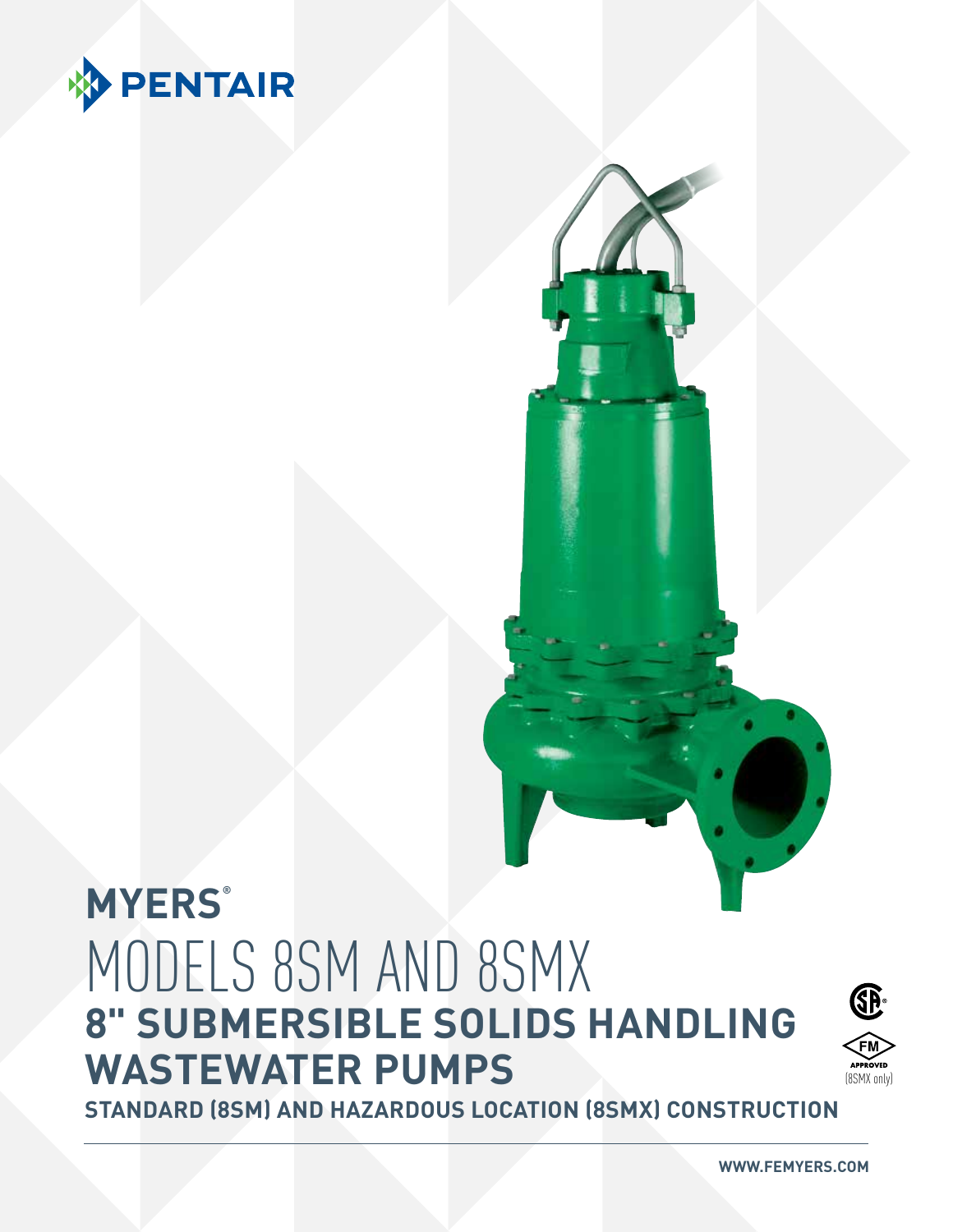PENTAIR

**MYERS®**

# MODELS 8SM AND 8SMX

## 8" SUBMERSIBLE SOLIDS HANDLING WASTEWATER PUMPS

**STANDARD (8SM) AND HAZARDOUS LOCATION (8SMX) CONSTRUCTION**

FM APPROVED (8SMX only)

**WWW.FEMYERS.COM**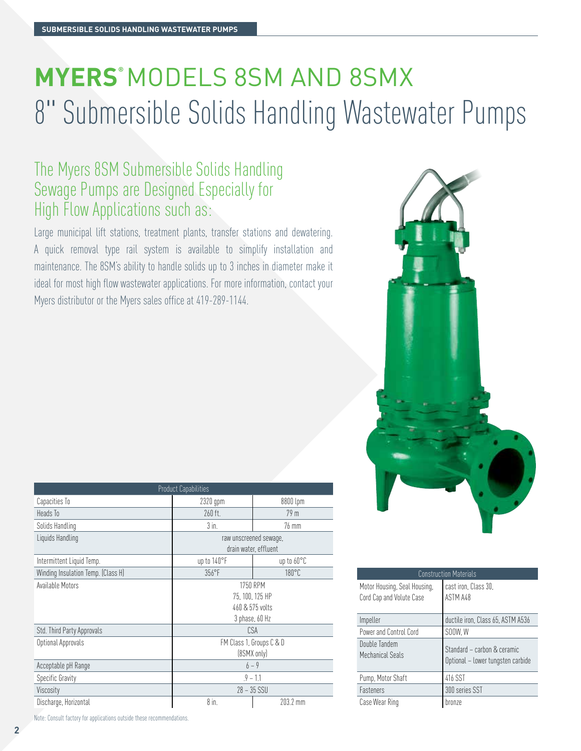# MYERS® MODELS 8SM AND 8SMX
# 8" Submersible Solids Handling Wastewater Pumps

## The Myers 8SM Submersible Solids Handling Sewage Pumps are Designed Especially for High Flow Applications such as:

Large municipal lift stations, treatment plants, transfer stations and dewatering. A quick removal type rail system is available to simplify installation and maintenance. The 8SM's ability to handle solids up to 3 inches in diameter make it ideal for most high flow wastewater applications. For more information, contact your Myers distributor or the Myers sales office at 419-289-1144.

| Product Capabilities | | |
|---|---|---|
| Capacities To | 2320 gpm | 8800 lpm |
| Heads To | 260 ft. | 79 m |
| Solids Handling | 3 in. | 76 mm |
| Liquids Handling | raw unscreened sewage, drain water, effluent | |
| Intermittent Liquid Temp. | up to 140°F | up to 60°C |
| Winding Insulation Temp. (Class H) | 356°F | 180°C |
| Available Motors | 1750 RPM<br>75, 100, 125 HP<br>460 & 575 volts<br>3 phase, 60 Hz | |
| Std. Third Party Approvals | CSA | |
| Optional Approvals | FM Class 1, Groups C & D (8SMX only) | |
| Acceptable pH Range | 6 – 9 | |
| Specific Gravity | .9 – 1.1 | |
| Viscosity | 28 – 35 SSU | |
| Discharge, Horizontal | 8 in. | 203.2 mm |

Note: Consult factory for applications outside these recommendations.

| Construction Materials | |
|---|---|
| Motor Housing, Seal Housing, Cord Cap and Volute Case | cast iron, Class 30, ASTM A48 |
| Impeller | ductile iron, Class 65, ASTM A536 |
| Power and Control Cord | SOOW, W |
| Double Tandem Mechanical Seals | Standard – carbon & ceramic<br>Optional – lower tungsten carbide |
| Pump, Motor Shaft | 416 SST |
| Fasteners | 300 series SST |
| Case Wear Ring | bronze |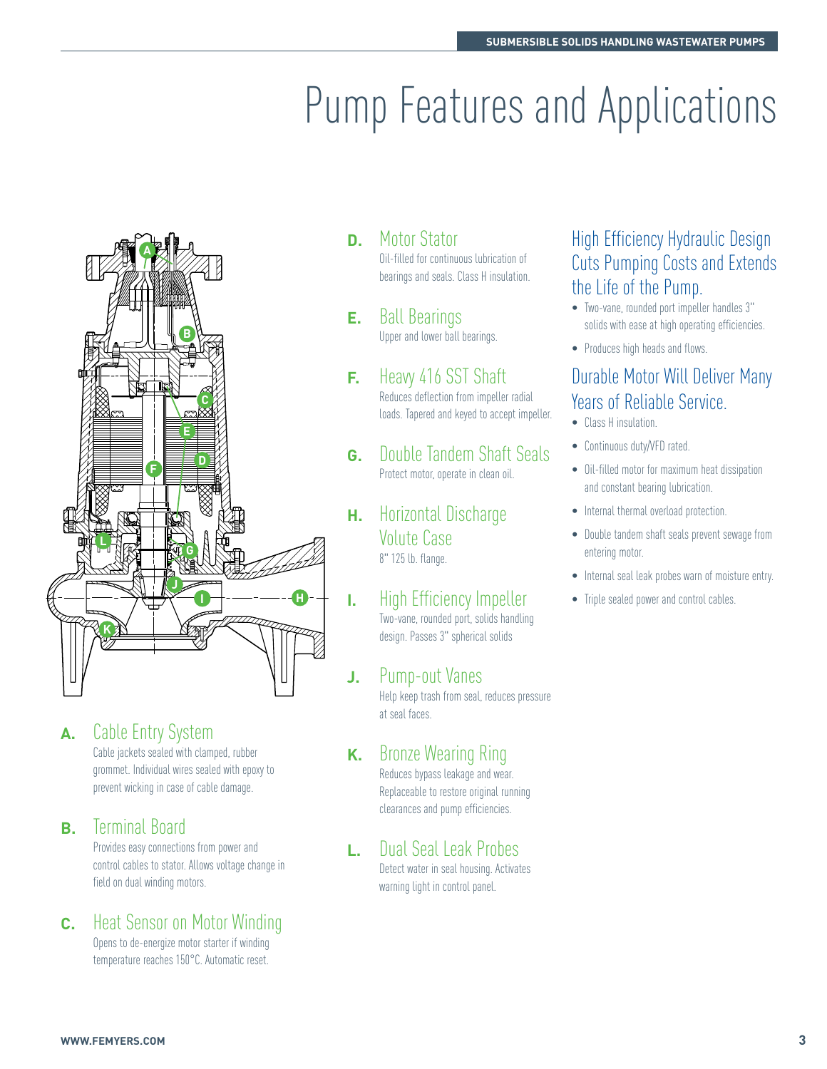# Pump Features and Applications

**A.** Cable Entry System
Cable jackets sealed with clamped, rubber grommet. Individual wires sealed with epoxy to prevent wicking in case of cable damage.

**B.** Terminal Board
Provides easy connections from power and control cables to stator. Allows voltage change in field on dual winding motors.

**C.** Heat Sensor on Motor Winding
Opens to de-energize motor starter if winding temperature reaches 150°C. Automatic reset.

**D.** Motor Stator
Oil-filled for continuous lubrication of bearings and seals. Class H insulation.

**E.** Ball Bearings
Upper and lower ball bearings.

**F.** Heavy 416 SST Shaft
Reduces deflection from impeller radial loads. Tapered and keyed to accept impeller.

**G.** Double Tandem Shaft Seals
Protect motor, operate in clean oil.

**H.** Horizontal Discharge Volute Case
8" 125 lb. flange.

**I.** High Efficiency Impeller
Two-vane, rounded port, solids handling design. Passes 3" spherical solids

**J.** Pump-out Vanes
Help keep trash from seal, reduces pressure at seal faces.

**K.** Bronze Wearing Ring
Reduces bypass leakage and wear. Replaceable to restore original running clearances and pump efficiencies.

**L.** Dual Seal Leak Probes
Detect water in seal housing. Activates warning light in control panel.

## High Efficiency Hydraulic Design Cuts Pumping Costs and Extends the Life of the Pump.

- Two-vane, rounded port impeller handles 3" solids with ease at high operating efficiencies.
- Produces high heads and flows.

## Durable Motor Will Deliver Many Years of Reliable Service.

- Class H insulation.
- Continuous duty/VFD rated.
- Oil-filled motor for maximum heat dissipation and constant bearing lubrication.
- Internal thermal overload protection.
- Double tandem shaft seals prevent sewage from entering motor.
- Internal seal leak probes warn of moisture entry.
- Triple sealed power and control cables.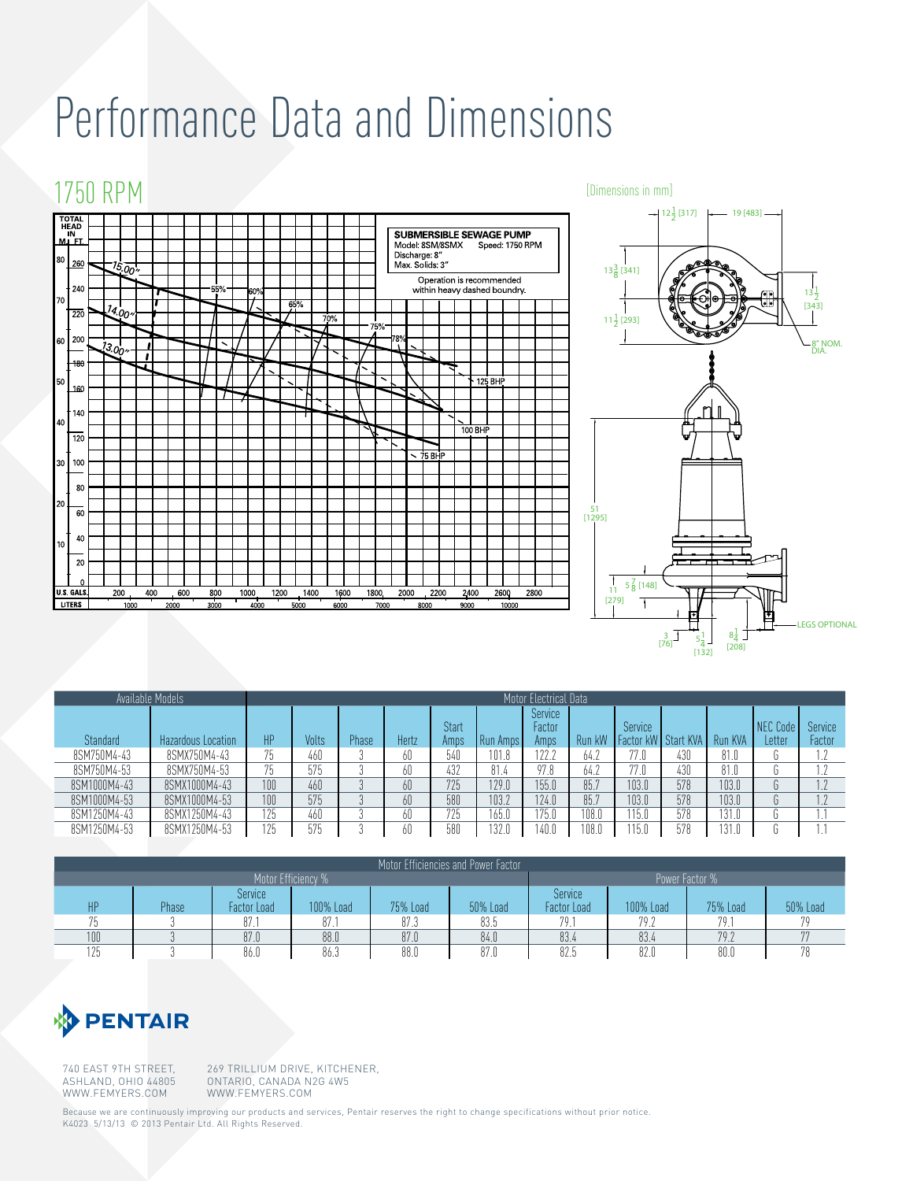# Performance Data and Dimensions

## 1750 RPM

TOTAL HEAD IN M / FT.

80 / 260, 240, 70 / 220, 60 / 200, 180, 50 / 160, 140, 40 / 120, 30 / 100, 80, 20 / 60, 40, 10 / 20, 0

U.S. GALS. 200 400 600 800 1000 1200 1400 1600 1800 2000 2200 2400 2600 2800

LITERS 1000 2000 3000 4000 5000 6000 7000 8000 9000 10000

**SUBMERSIBLE SEWAGE PUMP**
Model: 8SM/8SMX Speed: 1750 RPM
Discharge: 8"
Max. Solids: 3"

Operation is recommended within heavy dashed boundry.

15.00" 14.00" 13.00"

55% 60% 65% 70% 75% 78%

125 BHP 100 BHP 75 BHP

[Dimensions in mm]

$12\frac{1}{2}$ [317] 19 [483] $13\frac{3}{8}$ [341] $11\frac{1}{2}$ [293] $13\frac{1}{2}$ [343] 8" NOM. DIA.

51 [1295] 11 [279] $5\frac{7}{8}$ [148] 3 [76] $5\frac{1}{4}$ [132] $8\frac{1}{4}$ [208] LEGS OPTIONAL

| Available Models | | Motor Electrical Data | | | | | | | | | | | | |
|---|---|---|---|---|---|---|---|---|---|---|---|---|---|---|
| Standard | Hazardous Location | HP | Volts | Phase | Hertz | Start Amps | Run Amps | Service Factor Amps | Run kW | Service Factor kW | Start KVA | Run KVA | NEC Code Letter | Service Factor |
| 8SM750M4-43 | 8SMX750M4-43 | 75 | 460 | 3 | 60 | 540 | 101.8 | 122.2 | 64.2 | 77.0 | 430 | 81.0 | G | 1.2 |
| 8SM750M4-53 | 8SMX750M4-53 | 75 | 575 | 3 | 60 | 432 | 81.4 | 97.8 | 64.2 | 77.0 | 430 | 81.0 | G | 1.2 |
| 8SM1000M4-43 | 8SMX1000M4-43 | 100 | 460 | 3 | 60 | 725 | 129.0 | 155.0 | 85.7 | 103.0 | 578 | 103.0 | G | 1.2 |
| 8SM1000M4-53 | 8SMX1000M4-53 | 100 | 575 | 3 | 60 | 580 | 103.2 | 124.0 | 85.7 | 103.0 | 578 | 103.0 | G | 1.2 |
| 8SM1250M4-43 | 8SMX1250M4-43 | 125 | 460 | 3 | 60 | 725 | 165.0 | 175.0 | 108.0 | 115.0 | 578 | 131.0 | G | 1.1 |
| 8SM1250M4-53 | 8SMX1250M4-53 | 125 | 575 | 3 | 60 | 580 | 132.0 | 140.0 | 108.0 | 115.0 | 578 | 131.0 | G | 1.1 |

| Motor Efficiencies and Power Factor | | | | | | | | | |
|---|---|---|---|---|---|---|---|---|---|
| Motor Efficiency % | | | | | | Power Factor % | | | |
| HP | Phase | Service Factor Load | 100% Load | 75% Load | 50% Load | Service Factor Load | 100% Load | 75% Load | 50% Load |
| 75 | 3 | 87.1 | 87.1 | 87.3 | 83.5 | 79.1 | 79.2 | 79.1 | 79 |
| 100 | 3 | 87.0 | 88.0 | 87.0 | 84.0 | 83.4 | 83.4 | 79.2 | 77 |
| 125 | 3 | 86.0 | 86.3 | 88.0 | 87.0 | 82.5 | 82.0 | 80.0 | 78 |

**PENTAIR**

740 EAST 9TH STREET,
ASHLAND, OHIO 44805
WWW.FEMYERS.COM

269 TRILLIUM DRIVE, KITCHENER,
ONTARIO, CANADA N2G 4W5
WWW.FEMYERS.COM

Because we are continuously improving our products and services, Pentair reserves the right to change specifications without prior notice.
K4023 5/13/13 © 2013 Pentair Ltd. All Rights Reserved.